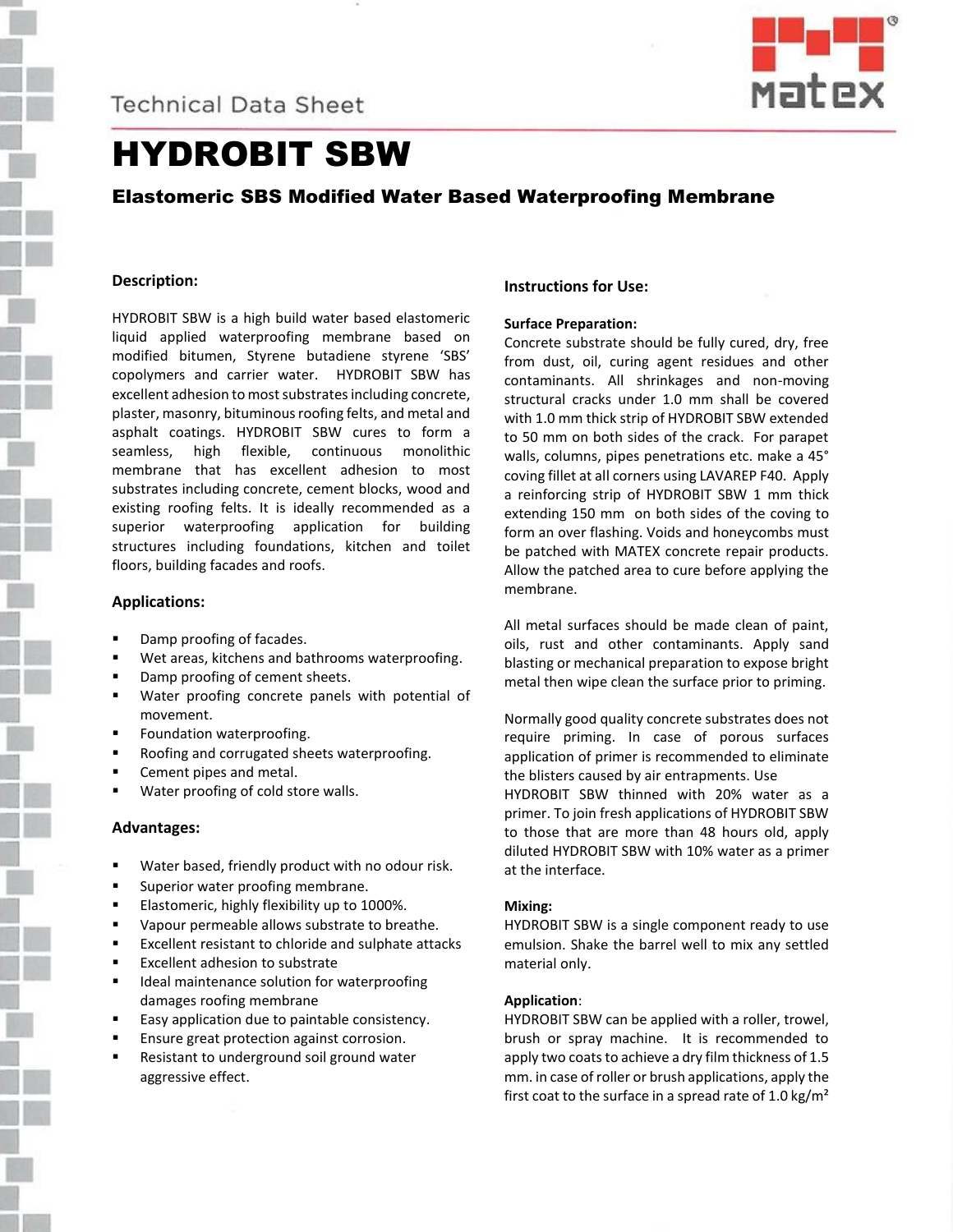Technical Data Sheet

# HYDROBIT SBW

## Elastomeric SBS Modified Water Based Waterproofing Membrane

### Description:

HYDROBIT SBW is a high build water based elastomeric liquid applied waterproofing membrane based on modified bitumen, Styrene butadiene styrene 'SBS' copolymers and carrier water. HYDROBIT SBW has excellent adhesion to most substrates including concrete, plaster, masonry, bituminous roofing felts, and metal and asphalt coatings. HYDROBIT SBW cures to form a seamless, high flexible, continuous monolithic membrane that has excellent adhesion to most substrates including concrete, cement blocks, wood and existing roofing felts. It is ideally recommended as a superior waterproofing application for building structures including foundations, kitchen and toilet floors, building facades and roofs.

### Applications:

- Damp proofing of facades.
- Wet areas, kitchens and bathrooms waterproofing.
- Damp proofing of cement sheets.
- Water proofing concrete panels with potential of movement.
- Foundation waterproofing.
- Roofing and corrugated sheets waterproofing.
- Cement pipes and metal.
- Water proofing of cold store walls.

### Advantages:

- Water based, friendly product with no odour risk.
- Superior water proofing membrane.
- Elastomeric, highly flexibility up to 1000%.
- Vapour permeable allows substrate to breathe.
- Excellent resistant to chloride and sulphate attacks
- Excellent adhesion to substrate
- Ideal maintenance solution for waterproofing damages roofing membrane
- Easy application due to paintable consistency.
- Ensure great protection against corrosion.
- Resistant to underground soil ground water aggressive effect.

### Instructions for Use:

**Surface Preparation:**

Concrete substrate should be fully cured, dry, free from dust, oil, curing agent residues and other contaminants. All shrinkages and non-moving structural cracks under 1.0 mm shall be covered with 1.0 mm thick strip of HYDROBIT SBW extended to 50 mm on both sides of the crack. For parapet walls, columns, pipes penetrations etc. make a 45° coving fillet at all corners using LAVAREP F40. Apply a reinforcing strip of HYDROBIT SBW 1 mm thick extending 150 mm on both sides of the coving to form an over flashing. Voids and honeycombs must be patched with MATEX concrete repair products. Allow the patched area to cure before applying the membrane.

All metal surfaces should be made clean of paint, oils, rust and other contaminants. Apply sand blasting or mechanical preparation to expose bright metal then wipe clean the surface prior to priming.

Normally good quality concrete substrates does not require priming. In case of porous surfaces application of primer is recommended to eliminate the blisters caused by air entrapments. Use HYDROBIT SBW thinned with 20% water as a primer. To join fresh applications of HYDROBIT SBW to those that are more than 48 hours old, apply diluted HYDROBIT SBW with 10% water as a primer at the interface.

**Mixing:**

HYDROBIT SBW is a single component ready to use emulsion. Shake the barrel well to mix any settled material only.

**Application:**

HYDROBIT SBW can be applied with a roller, trowel, brush or spray machine. It is recommended to apply two coats to achieve a dry film thickness of 1.5 mm. in case of roller or brush applications, apply the first coat to the surface in a spread rate of 1.0 kg/m²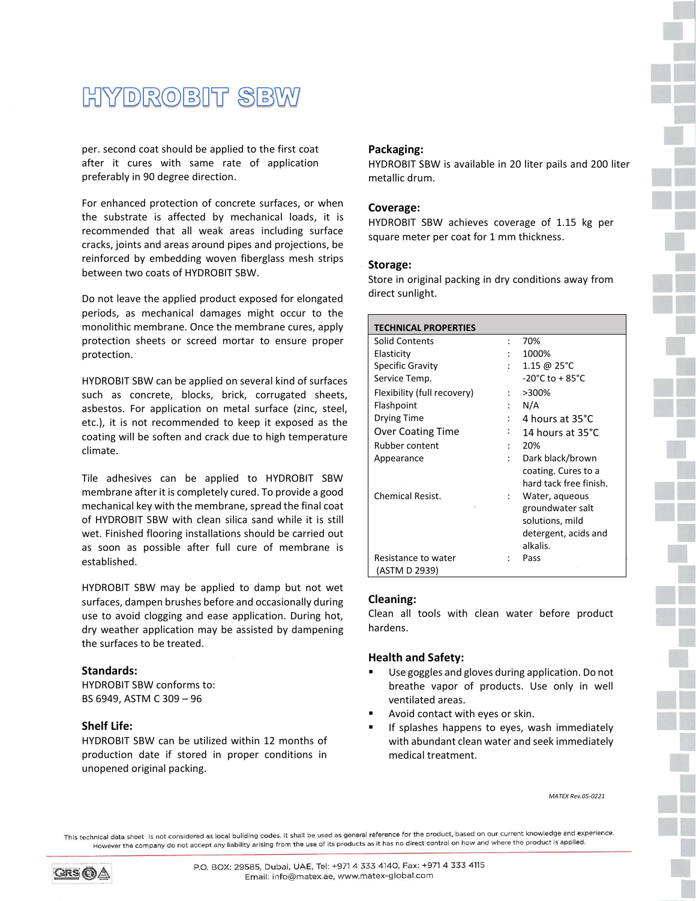# HYDROBIT SBW

per. second coat should be applied to the first coat after it cures with same rate of application preferably in 90 degree direction.

For enhanced protection of concrete surfaces, or when the substrate is affected by mechanical loads, it is recommended that all weak areas including surface cracks, joints and areas around pipes and projections, be reinforced by embedding woven fiberglass mesh strips between two coats of HYDROBIT SBW.

Do not leave the applied product exposed for elongated periods, as mechanical damages might occur to the monolithic membrane. Once the membrane cures, apply protection sheets or screed mortar to ensure proper protection.

HYDROBIT SBW can be applied on several kind of surfaces such as concrete, blocks, brick, corrugated sheets, asbestos. For application on metal surface (zinc, steel, etc.), it is not recommended to keep it exposed as the coating will be soften and crack due to high temperature climate.

Tile adhesives can be applied to HYDROBIT SBW membrane after it is completely cured. To provide a good mechanical key with the membrane, spread the final coat of HYDROBIT SBW with clean silica sand while it is still wet. Finished flooring installations should be carried out as soon as possible after full cure of membrane is established.

HYDROBIT SBW may be applied to damp but not wet surfaces, dampen brushes before and occasionally during use to avoid clogging and ease application. During hot, dry weather application may be assisted by dampening the surfaces to be treated.

## Standards:

HYDROBIT SBW conforms to:
BS 6949, ASTM C 309 – 96

## Shelf Life:

HYDROBIT SBW can be utilized within 12 months of production date if stored in proper conditions in unopened original packing.

## Packaging:

HYDROBIT SBW is available in 20 liter pails and 200 liter metallic drum.

## Coverage:

HYDROBIT SBW achieves coverage of 1.15 kg per square meter per coat for 1 mm thickness.

## Storage:

Store in original packing in dry conditions away from direct sunlight.

| TECHNICAL PROPERTIES | | |
|---|---|---|
| Solid Contents | : | 70% |
| Elasticity | : | 1000% |
| Specific Gravity | : | 1.15 @ 25°C |
| Service Temp. | | -20°C to + 85°C |
| Flexibility (full recovery) | : | >300% |
| Flashpoint | : | N/A |
| Drying Time | : | 4 hours at 35°C |
| Over Coating Time | : | 14 hours at 35°C |
| Rubber content | : | 20% |
| Appearance | : | Dark black/brown coating. Cures to a hard tack free finish. |
| Chemical Resist. | : | Water, aqueous groundwater salt solutions, mild detergent, acids and alkalis. |
| Resistance to water (ASTM D 2939) | : | Pass |

## Cleaning:

Clean all tools with clean water before product hardens.

## Health and Safety:

- Use goggles and gloves during application. Do not breathe vapor of products. Use only in well ventilated areas.
- Avoid contact with eyes or skin.
- If splashes happens to eyes, wash immediately with abundant clean water and seek immediately medical treatment.

*MATEX Rev.05-0221*

This technical data sheet is not considered as local building codes. It shall be used as general reference for the product, based on our current knowledge and experience. However the company do not accept any liability arising from the use of its products as it has no direct control on how and where the product is applied.

P.O. BOX: 29585, Dubai, UAE, Tel: +971 4 333 4140, Fax: +971 4 333 4115
Email: info@matex.ae, www.matex-global.com